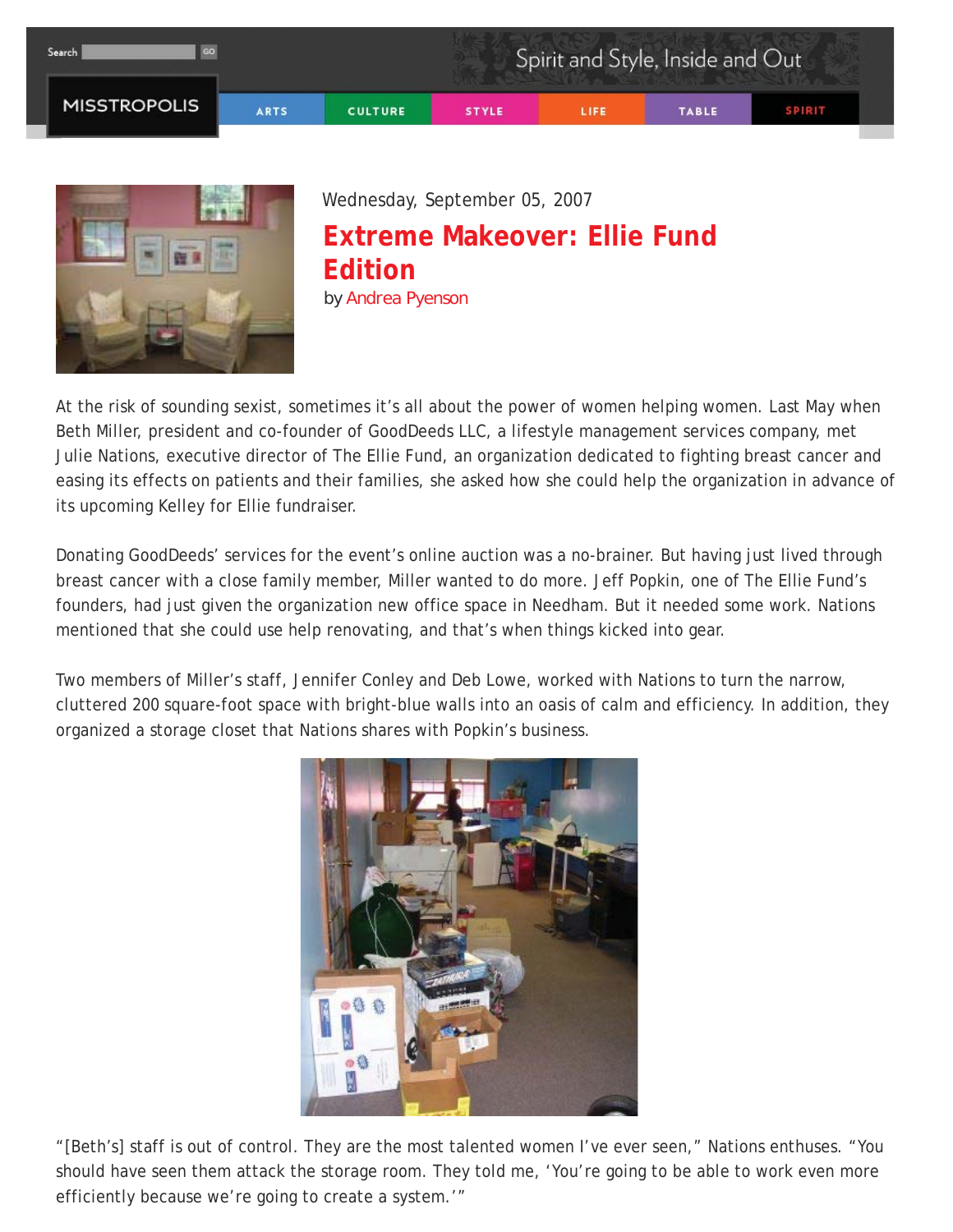Search GO

MISSTROPOLIS

Spirit and Style, Inside and Out

ARTS CULTURE STYLE LIFE TABLE SPIRIT

Wednesday, September 05, 2007

# Extreme Makeover: Ellie Fund Edition

by Andrea Pyenson

At the risk of sounding sexist, sometimes it's all about the power of women helping women. Last May when Beth Miller, president and co-founder of GoodDeeds LLC, a lifestyle management services company, met Julie Nations, executive director of The Ellie Fund, an organization dedicated to fighting breast cancer and easing its effects on patients and their families, she asked how she could help the organization in advance of its upcoming Kelley for Ellie fundraiser.

Donating GoodDeeds' services for the event's online auction was a no-brainer. But having just lived through breast cancer with a close family member, Miller wanted to do more. Jeff Popkin, one of The Ellie Fund's founders, had just given the organization new office space in Needham. But it needed some work. Nations mentioned that she could use help renovating, and that's when things kicked into gear.

Two members of Miller's staff, Jennifer Conley and Deb Lowe, worked with Nations to turn the narrow, cluttered 200 square-foot space with bright-blue walls into an oasis of calm and efficiency. In addition, they organized a storage closet that Nations shares with Popkin's business.

"[Beth's] staff is out of control. They are the most talented women I've ever seen," Nations enthuses. "You should have seen them attack the storage room. They told me, 'You're going to be able to work even more efficiently because we're going to create a system.'"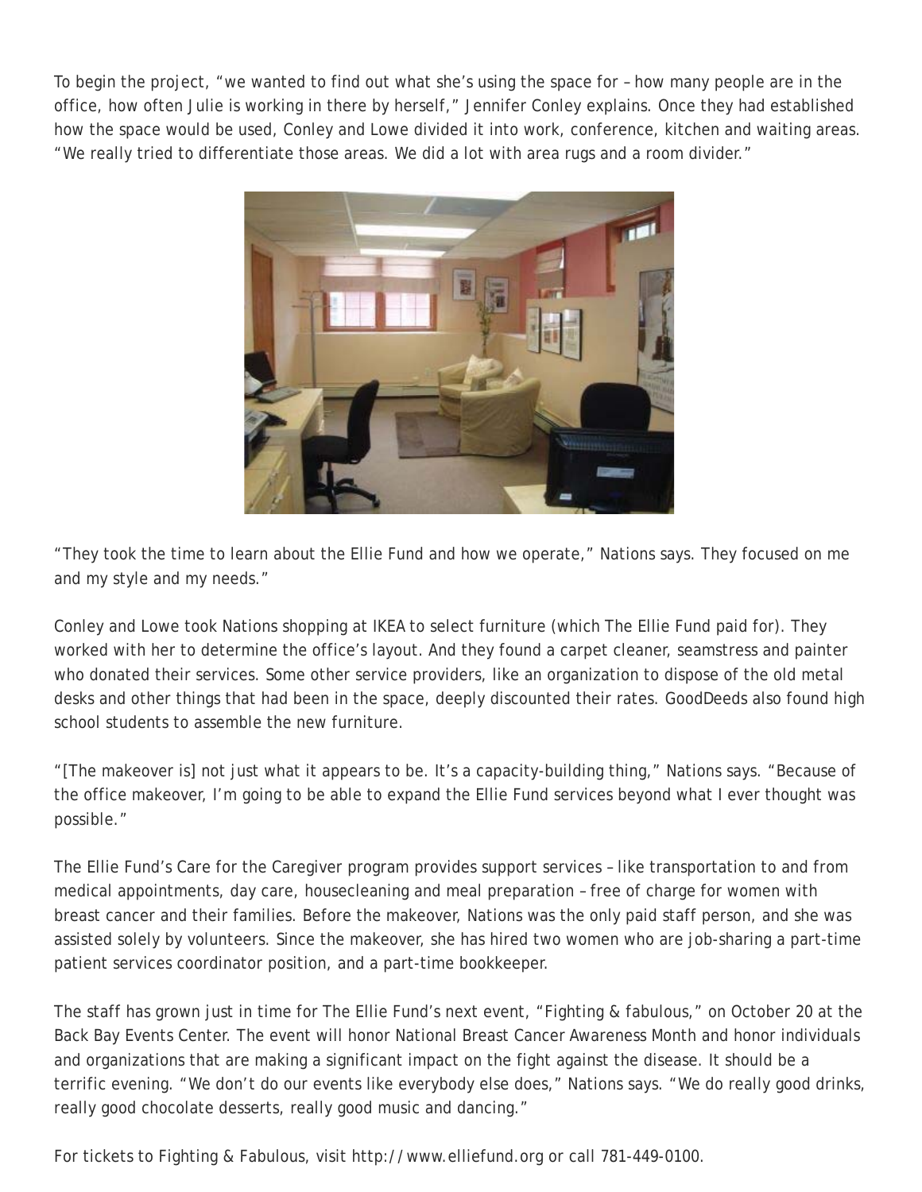To begin the project, "we wanted to find out what she's using the space for – how many people are in the office, how often Julie is working in there by herself," Jennifer Conley explains. Once they had established how the space would be used, Conley and Lowe divided it into work, conference, kitchen and waiting areas. "We really tried to differentiate those areas. We did a lot with area rugs and a room divider."

"They took the time to learn about the Ellie Fund and how we operate," Nations says. They focused on me and my style and my needs."

Conley and Lowe took Nations shopping at IKEA to select furniture (which The Ellie Fund paid for). They worked with her to determine the office's layout. And they found a carpet cleaner, seamstress and painter who donated their services. Some other service providers, like an organization to dispose of the old metal desks and other things that had been in the space, deeply discounted their rates. GoodDeeds also found high school students to assemble the new furniture.

"[The makeover is] not just what it appears to be. It's a capacity-building thing," Nations says. "Because of the office makeover, I'm going to be able to expand the Ellie Fund services beyond what I ever thought was possible."

The Ellie Fund's Care for the Caregiver program provides support services – like transportation to and from medical appointments, day care, housecleaning and meal preparation – free of charge for women with breast cancer and their families. Before the makeover, Nations was the only paid staff person, and she was assisted solely by volunteers. Since the makeover, she has hired two women who are job-sharing a part-time patient services coordinator position, and a part-time bookkeeper.

The staff has grown just in time for The Ellie Fund's next event, "Fighting & fabulous," on October 20 at the Back Bay Events Center. The event will honor National Breast Cancer Awareness Month and honor individuals and organizations that are making a significant impact on the fight against the disease. It should be a terrific evening. "We don't do our events like everybody else does," Nations says. "We do really good drinks, really good chocolate desserts, really good music and dancing."

For tickets to Fighting & Fabulous, visit http://www.elliefund.org or call 781-449-0100.